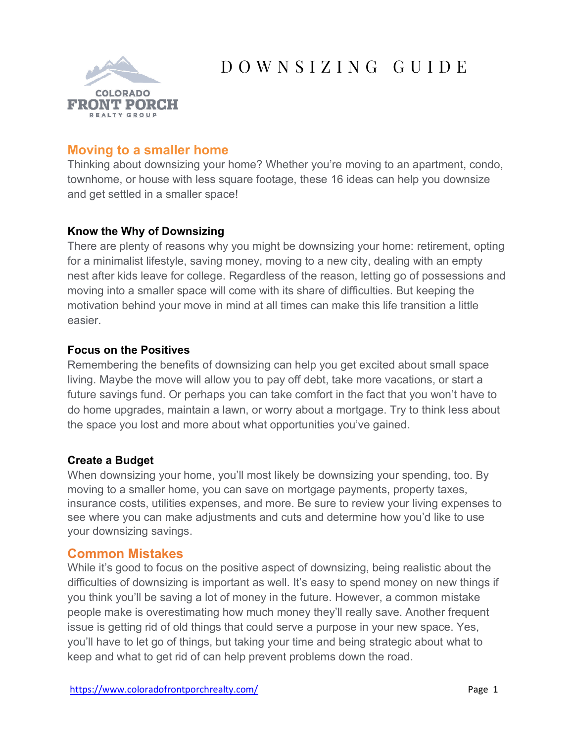# DOWNSIZING GUIDE

## Moving to a smaller home

Thinking about downsizing your home? Whether you're moving to an apartment, condo, townhome, or house with less square footage, these 16 ideas can help you downsize and get settled in a smaller space!

### Know the Why of Downsizing

There are plenty of reasons why you might be downsizing your home: retirement, opting for a minimalist lifestyle, saving money, moving to a new city, dealing with an empty nest after kids leave for college. Regardless of the reason, letting go of possessions and moving into a smaller space will come with its share of difficulties. But keeping the motivation behind your move in mind at all times can make this life transition a little easier.

### Focus on the Positives

Remembering the benefits of downsizing can help you get excited about small space living. Maybe the move will allow you to pay off debt, take more vacations, or start a future savings fund. Or perhaps you can take comfort in the fact that you won't have to do home upgrades, maintain a lawn, or worry about a mortgage. Try to think less about the space you lost and more about what opportunities you've gained.

### Create a Budget

When downsizing your home, you'll most likely be downsizing your spending, too. By moving to a smaller home, you can save on mortgage payments, property taxes, insurance costs, utilities expenses, and more. Be sure to review your living expenses to see where you can make adjustments and cuts and determine how you'd like to use your downsizing savings.

## Common Mistakes

While it's good to focus on the positive aspect of downsizing, being realistic about the difficulties of downsizing is important as well. It's easy to spend money on new things if you think you'll be saving a lot of money in the future. However, a common mistake people make is overestimating how much money they'll really save. Another frequent issue is getting rid of old things that could serve a purpose in your new space. Yes, you'll have to let go of things, but taking your time and being strategic about what to keep and what to get rid of can help prevent problems down the road.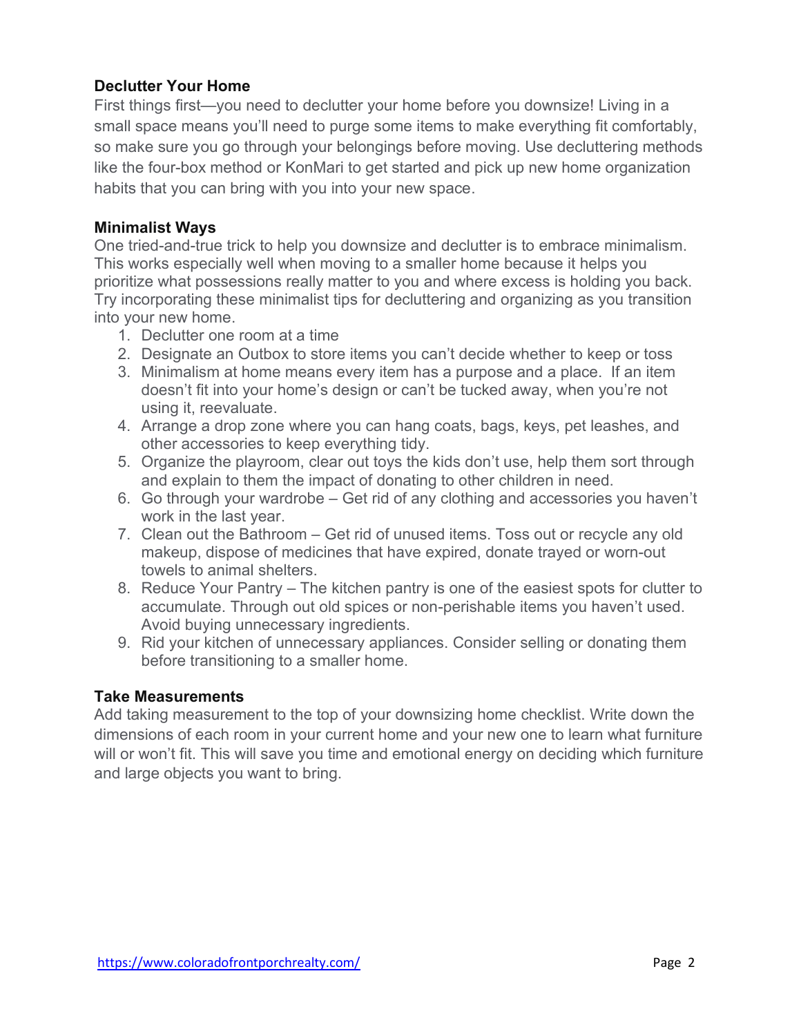## Declutter Your Home

First things first—you need to declutter your home before you downsize! Living in a small space means you'll need to purge some items to make everything fit comfortably, so make sure you go through your belongings before moving. Use decluttering methods like the four-box method or KonMari to get started and pick up new home organization habits that you can bring with you into your new space.

## Minimalist Ways

One tried-and-true trick to help you downsize and declutter is to embrace minimalism. This works especially well when moving to a smaller home because it helps you prioritize what possessions really matter to you and where excess is holding you back. Try incorporating these minimalist tips for decluttering and organizing as you transition into your new home.

1. Declutter one room at a time
2. Designate an Outbox to store items you can't decide whether to keep or toss
3. Minimalism at home means every item has a purpose and a place. If an item doesn't fit into your home's design or can't be tucked away, when you're not using it, reevaluate.
4. Arrange a drop zone where you can hang coats, bags, keys, pet leashes, and other accessories to keep everything tidy.
5. Organize the playroom, clear out toys the kids don't use, help them sort through and explain to them the impact of donating to other children in need.
6. Go through your wardrobe – Get rid of any clothing and accessories you haven't work in the last year.
7. Clean out the Bathroom – Get rid of unused items. Toss out or recycle any old makeup, dispose of medicines that have expired, donate trayed or worn-out towels to animal shelters.
8. Reduce Your Pantry – The kitchen pantry is one of the easiest spots for clutter to accumulate. Through out old spices or non-perishable items you haven't used. Avoid buying unnecessary ingredients.
9. Rid your kitchen of unnecessary appliances. Consider selling or donating them before transitioning to a smaller home.

## Take Measurements

Add taking measurement to the top of your downsizing home checklist. Write down the dimensions of each room in your current home and your new one to learn what furniture will or won't fit. This will save you time and emotional energy on deciding which furniture and large objects you want to bring.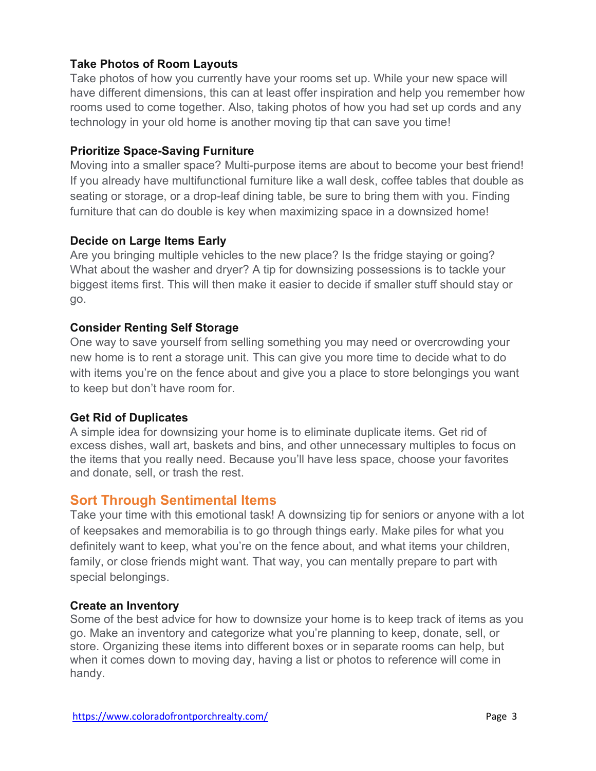### Take Photos of Room Layouts

Take photos of how you currently have your rooms set up. While your new space will have different dimensions, this can at least offer inspiration and help you remember how rooms used to come together. Also, taking photos of how you had set up cords and any technology in your old home is another moving tip that can save you time!

### Prioritize Space-Saving Furniture

Moving into a smaller space? Multi-purpose items are about to become your best friend! If you already have multifunctional furniture like a wall desk, coffee tables that double as seating or storage, or a drop-leaf dining table, be sure to bring them with you. Finding furniture that can do double is key when maximizing space in a downsized home!

### Decide on Large Items Early

Are you bringing multiple vehicles to the new place? Is the fridge staying or going? What about the washer and dryer? A tip for downsizing possessions is to tackle your biggest items first. This will then make it easier to decide if smaller stuff should stay or go.

### Consider Renting Self Storage

One way to save yourself from selling something you may need or overcrowding your new home is to rent a storage unit. This can give you more time to decide what to do with items you're on the fence about and give you a place to store belongings you want to keep but don't have room for.

### Get Rid of Duplicates

A simple idea for downsizing your home is to eliminate duplicate items. Get rid of excess dishes, wall art, baskets and bins, and other unnecessary multiples to focus on the items that you really need. Because you'll have less space, choose your favorites and donate, sell, or trash the rest.

## Sort Through Sentimental Items

Take your time with this emotional task! A downsizing tip for seniors or anyone with a lot of keepsakes and memorabilia is to go through things early. Make piles for what you definitely want to keep, what you're on the fence about, and what items your children, family, or close friends might want. That way, you can mentally prepare to part with special belongings.

### Create an Inventory

Some of the best advice for how to downsize your home is to keep track of items as you go. Make an inventory and categorize what you're planning to keep, donate, sell, or store. Organizing these items into different boxes or in separate rooms can help, but when it comes down to moving day, having a list or photos to reference will come in handy.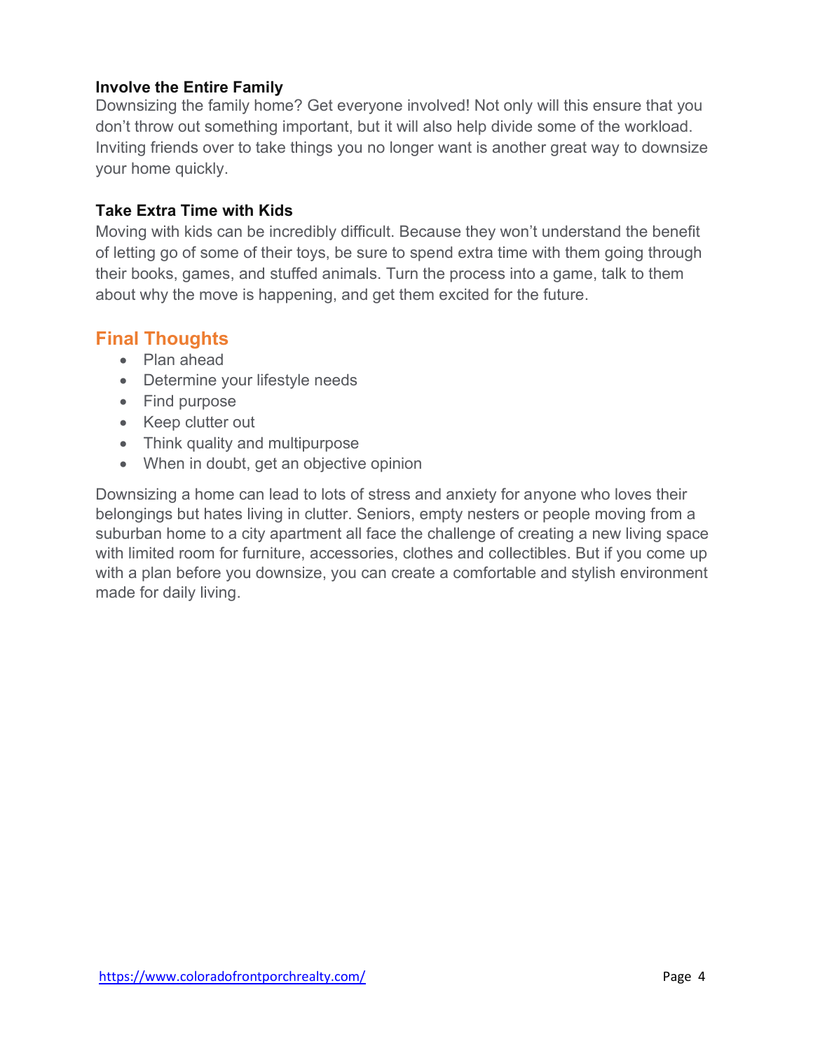### Involve the Entire Family

Downsizing the family home? Get everyone involved! Not only will this ensure that you don't throw out something important, but it will also help divide some of the workload. Inviting friends over to take things you no longer want is another great way to downsize your home quickly.

### Take Extra Time with Kids

Moving with kids can be incredibly difficult. Because they won't understand the benefit of letting go of some of their toys, be sure to spend extra time with them going through their books, games, and stuffed animals. Turn the process into a game, talk to them about why the move is happening, and get them excited for the future.

## Final Thoughts

- Plan ahead
- Determine your lifestyle needs
- Find purpose
- Keep clutter out
- Think quality and multipurpose
- When in doubt, get an objective opinion

Downsizing a home can lead to lots of stress and anxiety for anyone who loves their belongings but hates living in clutter. Seniors, empty nesters or people moving from a suburban home to a city apartment all face the challenge of creating a new living space with limited room for furniture, accessories, clothes and collectibles. But if you come up with a plan before you downsize, you can create a comfortable and stylish environment made for daily living.